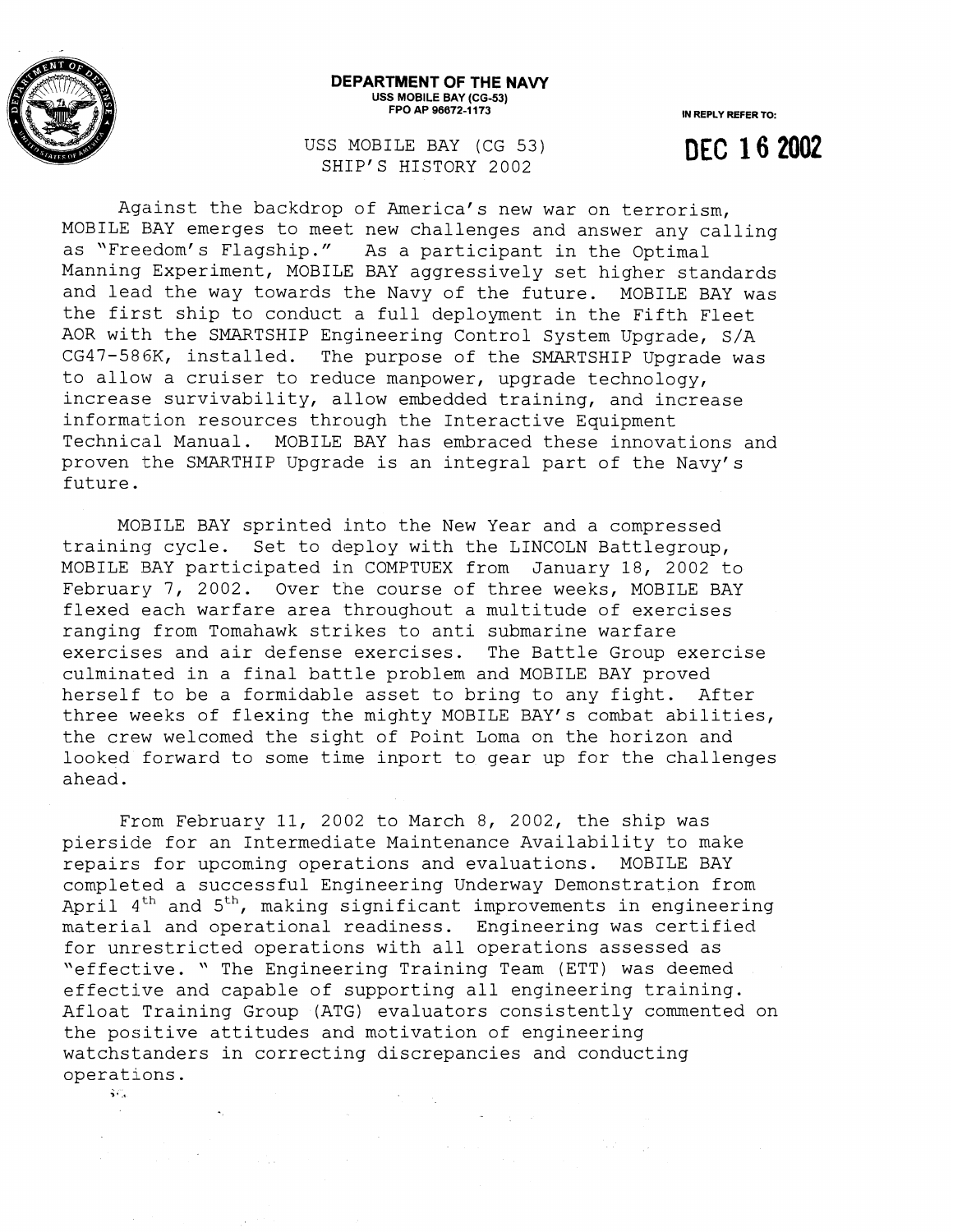**DEPARTMENT OF THE NAVY**
**USS MOBILE BAY (CG-53)**
**FPO AP 96672-1173**

IN REPLY REFER TO:

**DEC 16 2002**

USS MOBILE BAY (CG 53)
SHIP'S HISTORY 2002

Against the backdrop of America's new war on terrorism, MOBILE BAY emerges to meet new challenges and answer any calling as "Freedom's Flagship." As a participant in the Optimal Manning Experiment, MOBILE BAY aggressively set higher standards and lead the way towards the Navy of the future. MOBILE BAY was the first ship to conduct a full deployment in the Fifth Fleet AOR with the SMARTSHIP Engineering Control System Upgrade, S/A CG47-586K, installed. The purpose of the SMARTSHIP Upgrade was to allow a cruiser to reduce manpower, upgrade technology, increase survivability, allow embedded training, and increase information resources through the Interactive Equipment Technical Manual. MOBILE BAY has embraced these innovations and proven the SMARTHIP Upgrade is an integral part of the Navy's future.

MOBILE BAY sprinted into the New Year and a compressed training cycle. Set to deploy with the LINCOLN Battlegroup, MOBILE BAY participated in COMPTUEX from January 18, 2002 to February 7, 2002. Over the course of three weeks, MOBILE BAY flexed each warfare area throughout a multitude of exercises ranging from Tomahawk strikes to anti submarine warfare exercises and air defense exercises. The Battle Group exercise culminated in a final battle problem and MOBILE BAY proved herself to be a formidable asset to bring to any fight. After three weeks of flexing the mighty MOBILE BAY's combat abilities, the crew welcomed the sight of Point Loma on the horizon and looked forward to some time inport to gear up for the challenges ahead.

From February 11, 2002 to March 8, 2002, the ship was pierside for an Intermediate Maintenance Availability to make repairs for upcoming operations and evaluations. MOBILE BAY completed a successful Engineering Underway Demonstration from April 4th and 5th, making significant improvements in engineering material and operational readiness. Engineering was certified for unrestricted operations with all operations assessed as "effective." The Engineering Training Team (ETT) was deemed effective and capable of supporting all engineering training. Afloat Training Group (ATG) evaluators consistently commented on the positive attitudes and motivation of engineering watchstanders in correcting discrepancies and conducting operations.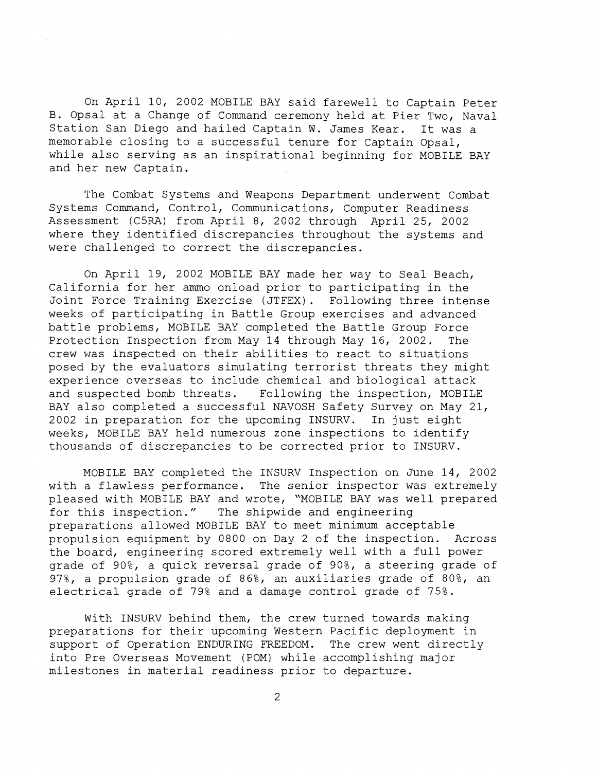On April 10, 2002 MOBILE BAY said farewell to Captain Peter B. Opsal at a Change of Command ceremony held at Pier Two, Naval Station San Diego and hailed Captain W. James Kear. It was a memorable closing to a successful tenure for Captain Opsal, while also serving as an inspirational beginning for MOBILE BAY and her new Captain.

The Combat Systems and Weapons Department underwent Combat Systems Command, Control, Communications, Computer Readiness Assessment (C5RA) from April 8, 2002 through April 25, 2002 where they identified discrepancies throughout the systems and were challenged to correct the discrepancies.

On April 19, 2002 MOBILE BAY made her way to Seal Beach, California for her ammo onload prior to participating in the Joint Force Training Exercise (JTFEX). Following three intense weeks of participating in Battle Group exercises and advanced battle problems, MOBILE BAY completed the Battle Group Force Protection Inspection from May 14 through May 16, 2002. The crew was inspected on their abilities to react to situations posed by the evaluators simulating terrorist threats they might experience overseas to include chemical and biological attack and suspected bomb threats. Following the inspection, MOBILE BAY also completed a successful NAVOSH Safety Survey on May 21, 2002 in preparation for the upcoming INSURV. In just eight weeks, MOBILE BAY held numerous zone inspections to identify thousands of discrepancies to be corrected prior to INSURV.

MOBILE BAY completed the INSURV Inspection on June 14, 2002 with a flawless performance. The senior inspector was extremely pleased with MOBILE BAY and wrote, "MOBILE BAY was well prepared for this inspection." The shipwide and engineering preparations allowed MOBILE BAY to meet minimum acceptable propulsion equipment by 0800 on Day 2 of the inspection. Across the board, engineering scored extremely well with a full power grade of 90%, a quick reversal grade of 90%, a steering grade of 97%, a propulsion grade of 86%, an auxiliaries grade of 80%, an electrical grade of 79% and a damage control grade of 75%.

With INSURV behind them, the crew turned towards making preparations for their upcoming Western Pacific deployment in support of Operation ENDURING FREEDOM. The crew went directly into Pre Overseas Movement (POM) while accomplishing major milestones in material readiness prior to departure.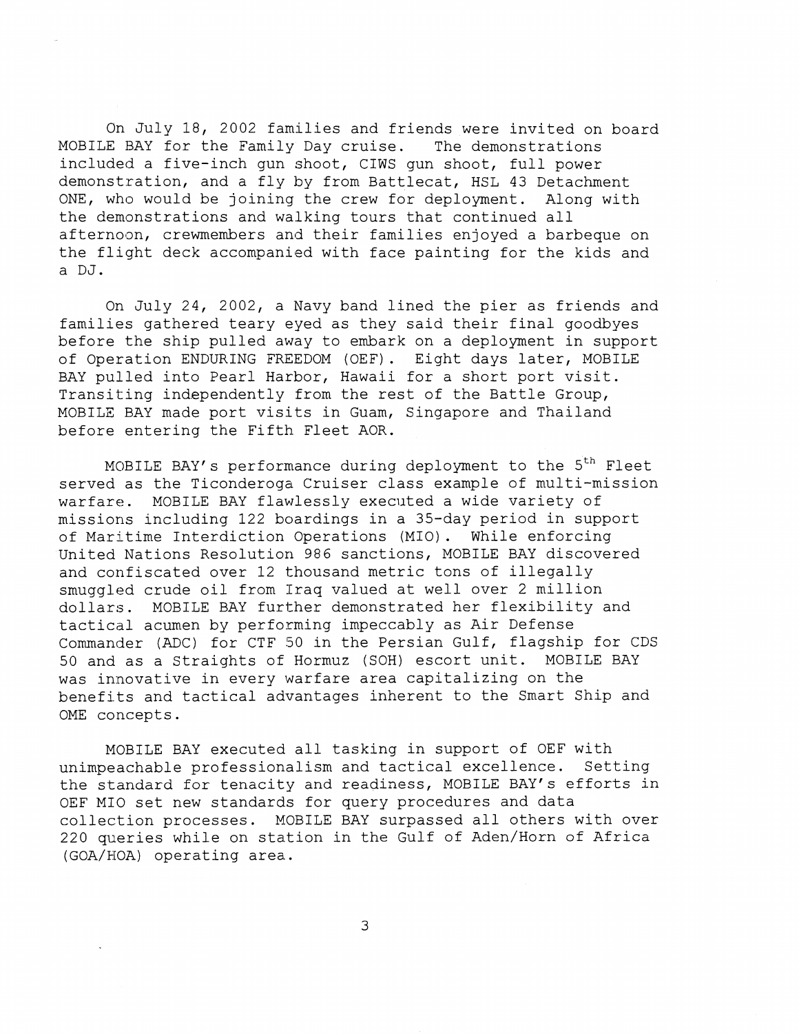On July 18, 2002 families and friends were invited on board MOBILE BAY for the Family Day cruise. The demonstrations included a five-inch gun shoot, CIWS gun shoot, full power demonstration, and a fly by from Battlecat, HSL 43 Detachment ONE, who would be joining the crew for deployment. Along with the demonstrations and walking tours that continued all afternoon, crewmembers and their families enjoyed a barbeque on the flight deck accompanied with face painting for the kids and a DJ.

On July 24, 2002, a Navy band lined the pier as friends and families gathered teary eyed as they said their final goodbyes before the ship pulled away to embark on a deployment in support of Operation ENDURING FREEDOM (OEF). Eight days later, MOBILE BAY pulled into Pearl Harbor, Hawaii for a short port visit. Transiting independently from the rest of the Battle Group, MOBILE BAY made port visits in Guam, Singapore and Thailand before entering the Fifth Fleet AOR.

MOBILE BAY's performance during deployment to the 5th Fleet served as the Ticonderoga Cruiser class example of multi-mission warfare. MOBILE BAY flawlessly executed a wide variety of missions including 122 boardings in a 35-day period in support of Maritime Interdiction Operations (MIO). While enforcing United Nations Resolution 986 sanctions, MOBILE BAY discovered and confiscated over 12 thousand metric tons of illegally smuggled crude oil from Iraq valued at well over 2 million dollars. MOBILE BAY further demonstrated her flexibility and tactical acumen by performing impeccably as Air Defense Commander (ADC) for CTF 50 in the Persian Gulf, flagship for CDS 50 and as a Straights of Hormuz (SOH) escort unit. MOBILE BAY was innovative in every warfare area capitalizing on the benefits and tactical advantages inherent to the Smart Ship and OME concepts.

MOBILE BAY executed all tasking in support of OEF with unimpeachable professionalism and tactical excellence. Setting the standard for tenacity and readiness, MOBILE BAY's efforts in OEF MIO set new standards for query procedures and data collection processes. MOBILE BAY surpassed all others with over 220 queries while on station in the Gulf of Aden/Horn of Africa (GOA/HOA) operating area.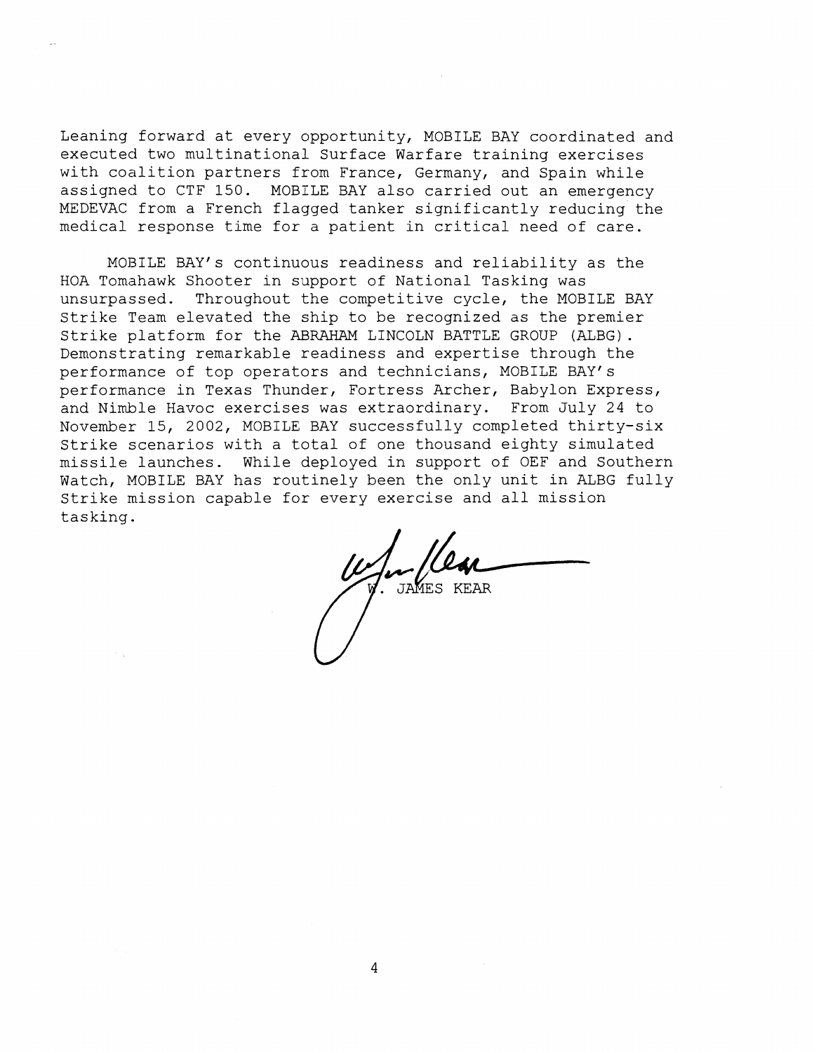Leaning forward at every opportunity, MOBILE BAY coordinated and executed two multinational Surface Warfare training exercises with coalition partners from France, Germany, and Spain while assigned to CTF 150. MOBILE BAY also carried out an emergency MEDEVAC from a French flagged tanker significantly reducing the medical response time for a patient in critical need of care.

MOBILE BAY's continuous readiness and reliability as the HOA Tomahawk Shooter in support of National Tasking was unsurpassed. Throughout the competitive cycle, the MOBILE BAY Strike Team elevated the ship to be recognized as the premier Strike platform for the ABRAHAM LINCOLN BATTLE GROUP (ALBG). Demonstrating remarkable readiness and expertise through the performance of top operators and technicians, MOBILE BAY's performance in Texas Thunder, Fortress Archer, Babylon Express, and Nimble Havoc exercises was extraordinary. From July 24 to November 15, 2002, MOBILE BAY successfully completed thirty-six Strike scenarios with a total of one thousand eighty simulated missile launches. While deployed in support of OEF and Southern Watch, MOBILE BAY has routinely been the only unit in ALBG fully Strike mission capable for every exercise and all mission tasking.

W. JAMES KEAR